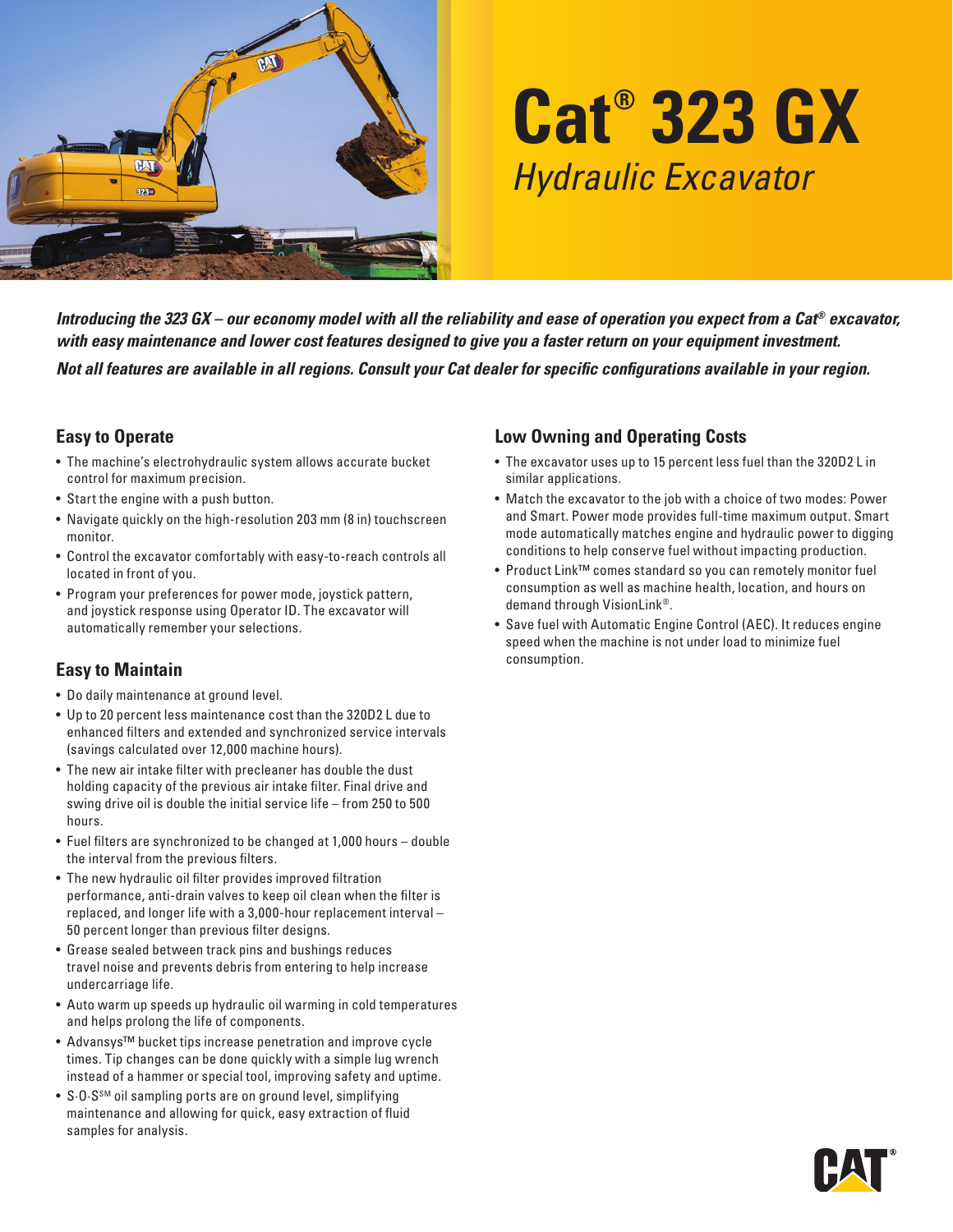# Cat® 323 GX

*Hydraulic Excavator*

***Introducing the 323 GX – our economy model with all the reliability and ease of operation you expect from a Cat® excavator, with easy maintenance and lower cost features designed to give you a faster return on your equipment investment.***

***Not all features are available in all regions. Consult your Cat dealer for specific configurations available in your region.***

## Easy to Operate

- The machine's electrohydraulic system allows accurate bucket control for maximum precision.
- Start the engine with a push button.
- Navigate quickly on the high-resolution 203 mm (8 in) touchscreen monitor.
- Control the excavator comfortably with easy-to-reach controls all located in front of you.
- Program your preferences for power mode, joystick pattern, and joystick response using Operator ID. The excavator will automatically remember your selections.

## Easy to Maintain

- Do daily maintenance at ground level.
- Up to 20 percent less maintenance cost than the 320D2 L due to enhanced filters and extended and synchronized service intervals (savings calculated over 12,000 machine hours).
- The new air intake filter with precleaner has double the dust holding capacity of the previous air intake filter. Final drive and swing drive oil is double the initial service life – from 250 to 500 hours.
- Fuel filters are synchronized to be changed at 1,000 hours – double the interval from the previous filters.
- The new hydraulic oil filter provides improved filtration performance, anti-drain valves to keep oil clean when the filter is replaced, and longer life with a 3,000-hour replacement interval – 50 percent longer than previous filter designs.
- Grease sealed between track pins and bushings reduces travel noise and prevents debris from entering to help increase undercarriage life.
- Auto warm up speeds up hydraulic oil warming in cold temperatures and helps prolong the life of components.
- Advansys™ bucket tips increase penetration and improve cycle times. Tip changes can be done quickly with a simple lug wrench instead of a hammer or special tool, improving safety and uptime.
- S·O·S℠ oil sampling ports are on ground level, simplifying maintenance and allowing for quick, easy extraction of fluid samples for analysis.

## Low Owning and Operating Costs

- The excavator uses up to 15 percent less fuel than the 320D2 L in similar applications.
- Match the excavator to the job with a choice of two modes: Power and Smart. Power mode provides full-time maximum output. Smart mode automatically matches engine and hydraulic power to digging conditions to help conserve fuel without impacting production.
- Product Link™ comes standard so you can remotely monitor fuel consumption as well as machine health, location, and hours on demand through VisionLink®.
- Save fuel with Automatic Engine Control (AEC). It reduces engine speed when the machine is not under load to minimize fuel consumption.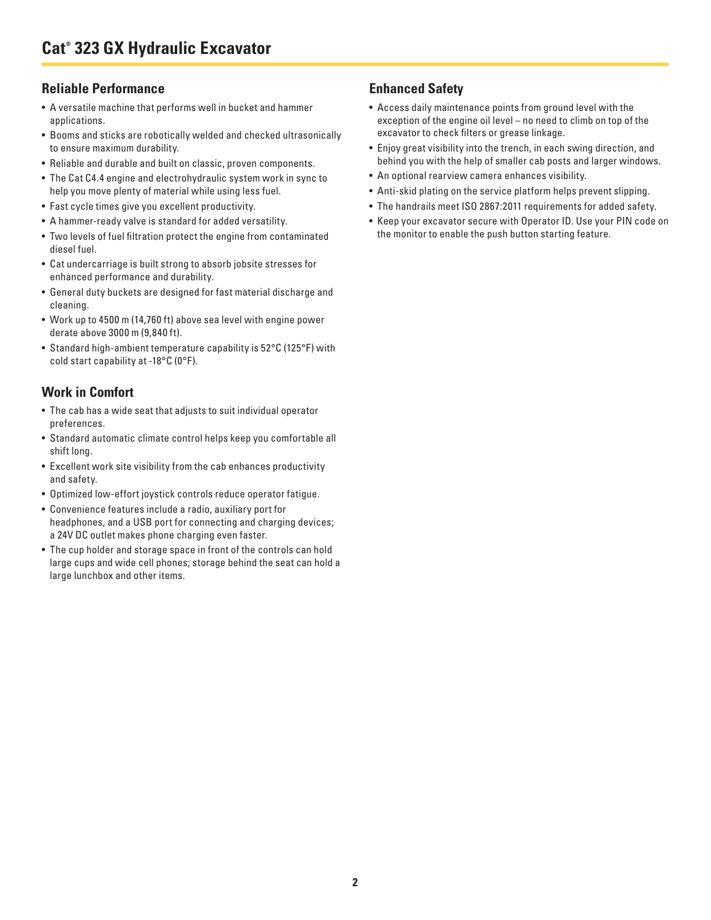# Cat® 323 GX Hydraulic Excavator

## Reliable Performance

- A versatile machine that performs well in bucket and hammer applications.
- Booms and sticks are robotically welded and checked ultrasonically to ensure maximum durability.
- Reliable and durable and built on classic, proven components.
- The Cat C4.4 engine and electrohydraulic system work in sync to help you move plenty of material while using less fuel.
- Fast cycle times give you excellent productivity.
- A hammer-ready valve is standard for added versatility.
- Two levels of fuel filtration protect the engine from contaminated diesel fuel.
- Cat undercarriage is built strong to absorb jobsite stresses for enhanced performance and durability.
- General duty buckets are designed for fast material discharge and cleaning.
- Work up to 4500 m (14,760 ft) above sea level with engine power derate above 3000 m (9,840 ft).
- Standard high-ambient temperature capability is 52°C (125°F) with cold start capability at -18°C (0°F).

## Work in Comfort

- The cab has a wide seat that adjusts to suit individual operator preferences.
- Standard automatic climate control helps keep you comfortable all shift long.
- Excellent work site visibility from the cab enhances productivity and safety.
- Optimized low-effort joystick controls reduce operator fatigue.
- Convenience features include a radio, auxiliary port for headphones, and a USB port for connecting and charging devices; a 24V DC outlet makes phone charging even faster.
- The cup holder and storage space in front of the controls can hold large cups and wide cell phones; storage behind the seat can hold a large lunchbox and other items.

## Enhanced Safety

- Access daily maintenance points from ground level with the exception of the engine oil level – no need to climb on top of the excavator to check filters or grease linkage.
- Enjoy great visibility into the trench, in each swing direction, and behind you with the help of smaller cab posts and larger windows.
- An optional rearview camera enhances visibility.
- Anti-skid plating on the service platform helps prevent slipping.
- The handrails meet ISO 2867:2011 requirements for added safety.
- Keep your excavator secure with Operator ID. Use your PIN code on the monitor to enable the push button starting feature.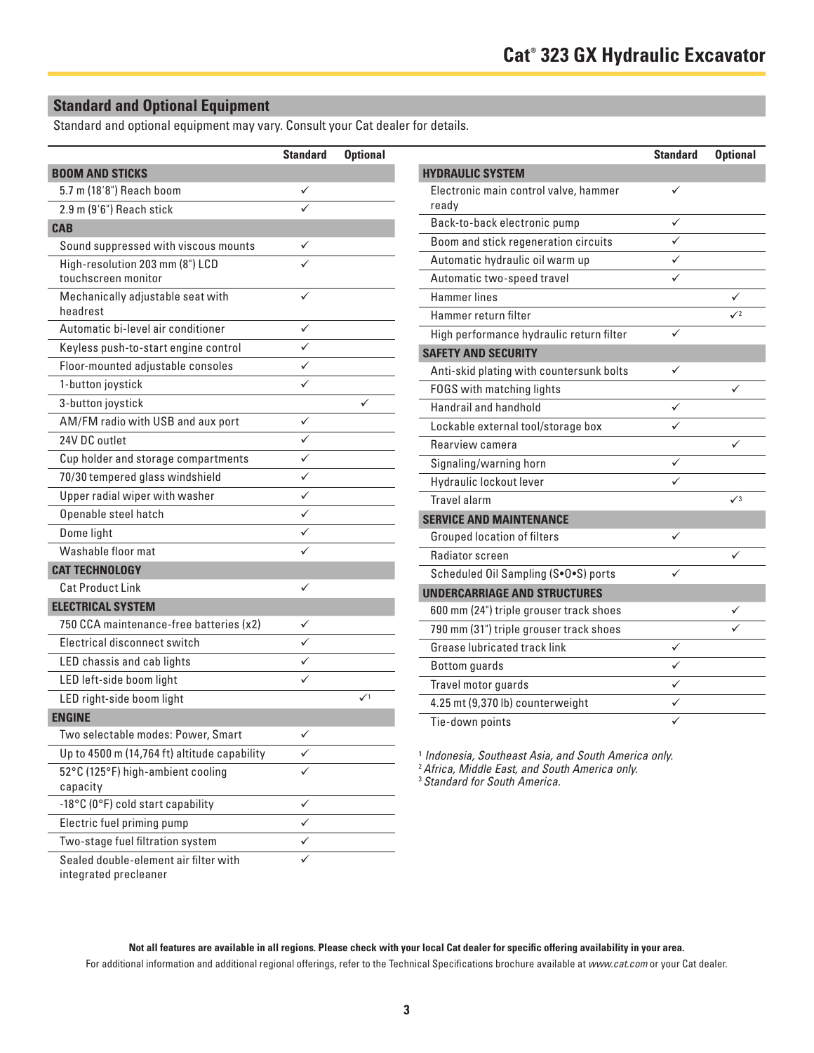## Standard and Optional Equipment

Standard and optional equipment may vary. Consult your Cat dealer for details.

| | Standard | Optional |
|---|---|---|
| **BOOM AND STICKS** | | |
| 5.7 m (18'8") Reach boom | ✓ | |
| 2.9 m (9'6") Reach stick | ✓ | |
| **CAB** | | |
| Sound suppressed with viscous mounts | ✓ | |
| High-resolution 203 mm (8") LCD touchscreen monitor | ✓ | |
| Mechanically adjustable seat with headrest | ✓ | |
| Automatic bi-level air conditioner | ✓ | |
| Keyless push-to-start engine control | ✓ | |
| Floor-mounted adjustable consoles | ✓ | |
| 1-button joystick | ✓ | |
| 3-button joystick | | ✓ |
| AM/FM radio with USB and aux port | ✓ | |
| 24V DC outlet | ✓ | |
| Cup holder and storage compartments | ✓ | |
| 70/30 tempered glass windshield | ✓ | |
| Upper radial wiper with washer | ✓ | |
| Openable steel hatch | ✓ | |
| Dome light | ✓ | |
| Washable floor mat | ✓ | |
| **CAT TECHNOLOGY** | | |
| Cat Product Link | ✓ | |
| **ELECTRICAL SYSTEM** | | |
| 750 CCA maintenance-free batteries (x2) | ✓ | |
| Electrical disconnect switch | ✓ | |
| LED chassis and cab lights | ✓ | |
| LED left-side boom light | ✓ | |
| LED right-side boom light | | ✓[1] |
| **ENGINE** | | |
| Two selectable modes: Power, Smart | ✓ | |
| Up to 4500 m (14,764 ft) altitude capability | ✓ | |
| 52°C (125°F) high-ambient cooling capacity | ✓ | |
| -18°C (0°F) cold start capability | ✓ | |
| Electric fuel priming pump | ✓ | |
| Two-stage fuel filtration system | ✓ | |
| Sealed double-element air filter with integrated precleaner | ✓ | |

| | Standard | Optional |
|---|---|---|
| **HYDRAULIC SYSTEM** | | |
| Electronic main control valve, hammer ready | ✓ | |
| Back-to-back electronic pump | ✓ | |
| Boom and stick regeneration circuits | ✓ | |
| Automatic hydraulic oil warm up | ✓ | |
| Automatic two-speed travel | ✓ | |
| Hammer lines | | ✓ |
| Hammer return filter | | ✓[2] |
| High performance hydraulic return filter | ✓ | |
| **SAFETY AND SECURITY** | | |
| Anti-skid plating with countersunk bolts | ✓ | |
| FOGS with matching lights | | ✓ |
| Handrail and handhold | ✓ | |
| Lockable external tool/storage box | ✓ | |
| Rearview camera | | ✓ |
| Signaling/warning horn | ✓ | |
| Hydraulic lockout lever | ✓ | |
| Travel alarm | | ✓[3] |
| **SERVICE AND MAINTENANCE** | | |
| Grouped location of filters | ✓ | |
| Radiator screen | | ✓ |
| Scheduled Oil Sampling (S•O•S) ports | ✓ | |
| **UNDERCARRIAGE AND STRUCTURES** | | |
| 600 mm (24") triple grouser track shoes | | ✓ |
| 790 mm (31") triple grouser track shoes | | ✓ |
| Grease lubricated track link | ✓ | |
| Bottom guards | ✓ | |
| Travel motor guards | ✓ | |
| 4.25 mt (9,370 lb) counterweight | ✓ | |
| Tie-down points | ✓ | |

[1] *Indonesia, Southeast Asia, and South America only.*
[2] *Africa, Middle East, and South America only.*
[3] *Standard for South America.*

**Not all features are available in all regions. Please check with your local Cat dealer for specific offering availability in your area.**

For additional information and additional regional offerings, refer to the Technical Specifications brochure available at *www.cat.com* or your Cat dealer.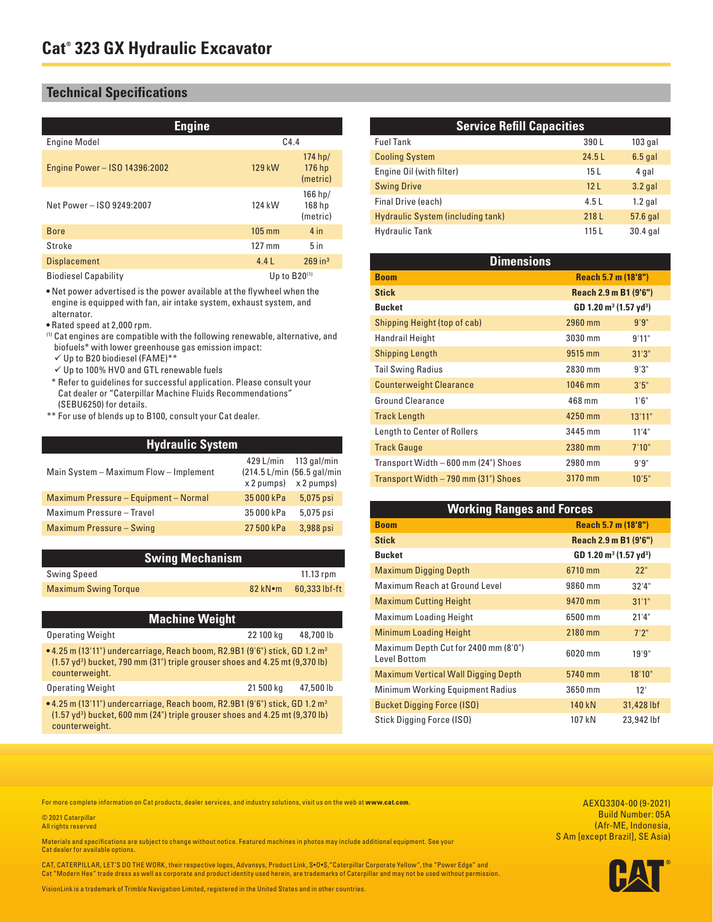# Cat® 323 GX Hydraulic Excavator

## Technical Specifications

| Engine | | |
|---|---|---|
| Engine Model | C4.4 | |
| Engine Power – ISO 14396:2002 | 129 kW | 174 hp/ 176 hp (metric) |
| Net Power – ISO 9249:2007 | 124 kW | 166 hp/ 168 hp (metric) |
| Bore | 105 mm | 4 in |
| Stroke | 127 mm | 5 in |
| Displacement | 4.4 L | 269 in³ |
| Biodiesel Capability | Up to B20[1] | |

- Net power advertised is the power available at the flywheel when the engine is equipped with fan, air intake system, exhaust system, and alternator.
- Rated speed at 2,000 rpm.

[1] Cat engines are compatible with the following renewable, alternative, and biofuels* with lower greenhouse gas emission impact:
- ✓ Up to B20 biodiesel (FAME)**
- ✓ Up to 100% HVO and GTL renewable fuels

\* Refer to guidelines for successful application. Please consult your Cat dealer or "Caterpillar Machine Fluids Recommendations" (SEBU6250) for details.

** For use of blends up to B100, consult your Cat dealer.

| Hydraulic System | | |
|---|---|---|
| Main System – Maximum Flow – Implement | 429 L/min (214.5 L/min x 2 pumps) | 113 gal/min (56.5 gal/min x 2 pumps) |
| Maximum Pressure – Equipment – Normal | 35 000 kPa | 5,075 psi |
| Maximum Pressure – Travel | 35 000 kPa | 5,075 psi |
| Maximum Pressure – Swing | 27 500 kPa | 3,988 psi |

| Swing Mechanism | | |
|---|---|---|
| Swing Speed | | 11.13 rpm |
| Maximum Swing Torque | 82 kN•m | 60,333 lbf-ft |

| Machine Weight | | |
|---|---|---|
| Operating Weight | 22 100 kg | 48,700 lb |
| • 4.25 m (13'11") undercarriage, Reach boom, R2.9B1 (9'6") stick, GD 1.2 m³ (1.57 yd³) bucket, 790 mm (31") triple grouser shoes and 4.25 mt (9,370 lb) counterweight. | | |
| Operating Weight | 21 500 kg | 47,500 lb |
| • 4.25 m (13'11") undercarriage, Reach boom, R2.9B1 (9'6") stick, GD 1.2 m³ (1.57 yd³) bucket, 600 mm (24") triple grouser shoes and 4.25 mt (9,370 lb) counterweight. | | |

| Service Refill Capacities | | |
|---|---|---|
| Fuel Tank | 390 L | 103 gal |
| Cooling System | 24.5 L | 6.5 gal |
| Engine Oil (with filter) | 15 L | 4 gal |
| Swing Drive | 12 L | 3.2 gal |
| Final Drive (each) | 4.5 L | 1.2 gal |
| Hydraulic System (including tank) | 218 L | 57.6 gal |
| Hydraulic Tank | 115 L | 30.4 gal |

| Dimensions | | |
|---|---|---|
| **Boom** | **Reach 5.7 m (18'8")** | |
| **Stick** | **Reach 2.9 m B1 (9'6")** | |
| **Bucket** | **GD 1.20 m³ (1.57 yd³)** | |
| Shipping Height (top of cab) | 2960 mm | 9'9" |
| Handrail Height | 3030 mm | 9'11" |
| Shipping Length | 9515 mm | 31'3" |
| Tail Swing Radius | 2830 mm | 9'3" |
| Counterweight Clearance | 1046 mm | 3'5" |
| Ground Clearance | 468 mm | 1'6" |
| Track Length | 4250 mm | 13'11" |
| Length to Center of Rollers | 3445 mm | 11'4" |
| Track Gauge | 2380 mm | 7'10" |
| Transport Width – 600 mm (24") Shoes | 2980 mm | 9'9" |
| Transport Width – 790 mm (31") Shoes | 3170 mm | 10'5" |

| Working Ranges and Forces | | |
|---|---|---|
| **Boom** | **Reach 5.7 m (18'8")** | |
| **Stick** | **Reach 2.9 m B1 (9'6")** | |
| **Bucket** | **GD 1.20 m³ (1.57 yd³)** | |
| Maximum Digging Depth | 6710 mm | 22" |
| Maximum Reach at Ground Level | 9860 mm | 32'4" |
| Maximum Cutting Height | 9470 mm | 31'1" |
| Maximum Loading Height | 6500 mm | 21'4" |
| Minimum Loading Height | 2180 mm | 7'2" |
| Maximum Depth Cut for 2400 mm (8'0") Level Bottom | 6020 mm | 19'9" |
| Maximum Vertical Wall Digging Depth | 5740 mm | 18'10" |
| Minimum Working Equipment Radius | 3650 mm | 12' |
| Bucket Digging Force (ISO) | 140 kN | 31,428 lbf |
| Stick Digging Force (ISO) | 107 kN | 23,942 lbf |

For more complete information on Cat products, dealer services, and industry solutions, visit us on the web at **www.cat.com**.

© 2021 Caterpillar
All rights reserved

Materials and specifications are subject to change without notice. Featured machines in photos may include additional equipment. See your Cat dealer for available options.

CAT, CATERPILLAR, LET'S DO THE WORK, their respective logos, Advansys, Product Link, S•O•S,"Caterpillar Corporate Yellow", the "Power Edge" and Cat "Modern Hex" trade dress as well as corporate and product identity used herein, are trademarks of Caterpillar and may not be used without permission.

VisionLink is a trademark of Trimble Navigation Limited, registered in the United States and in other countries.

AEXQ3304-00 (9-2021)
Build Number: 05A
(Afr-ME, Indonesia,
S Am [except Brazil], SE Asia)